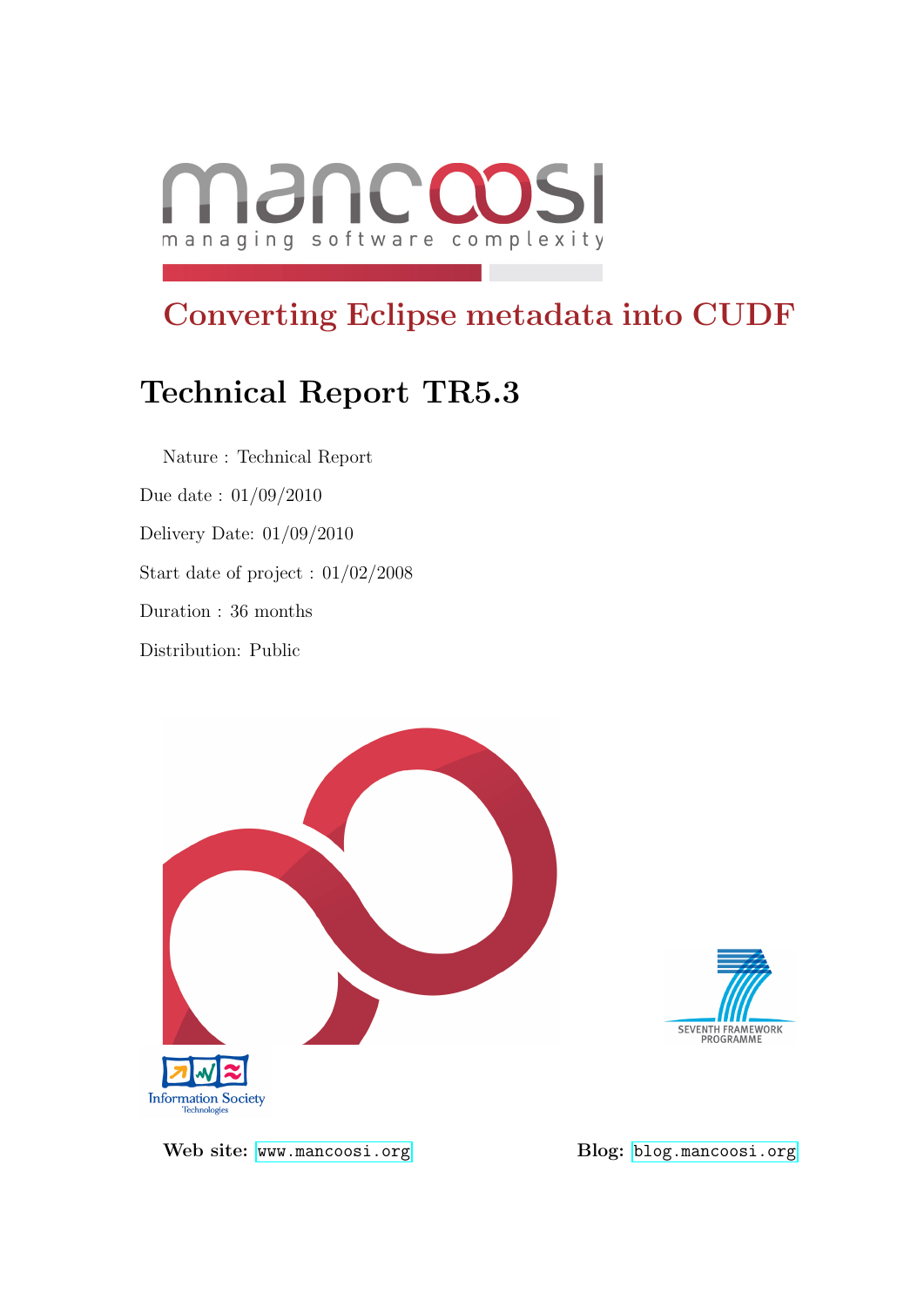mancoosi

managing software complexity

# Converting Eclipse metadata into CUDF

## Technical Report TR5.3

Nature : Technical Report

Due date : 01/09/2010

Delivery Date: 01/09/2010

Start date of project : 01/02/2008

Duration : 36 months

Distribution: Public

**Web site:** www.mancoosi.org

**Blog:** blog.mancoosi.org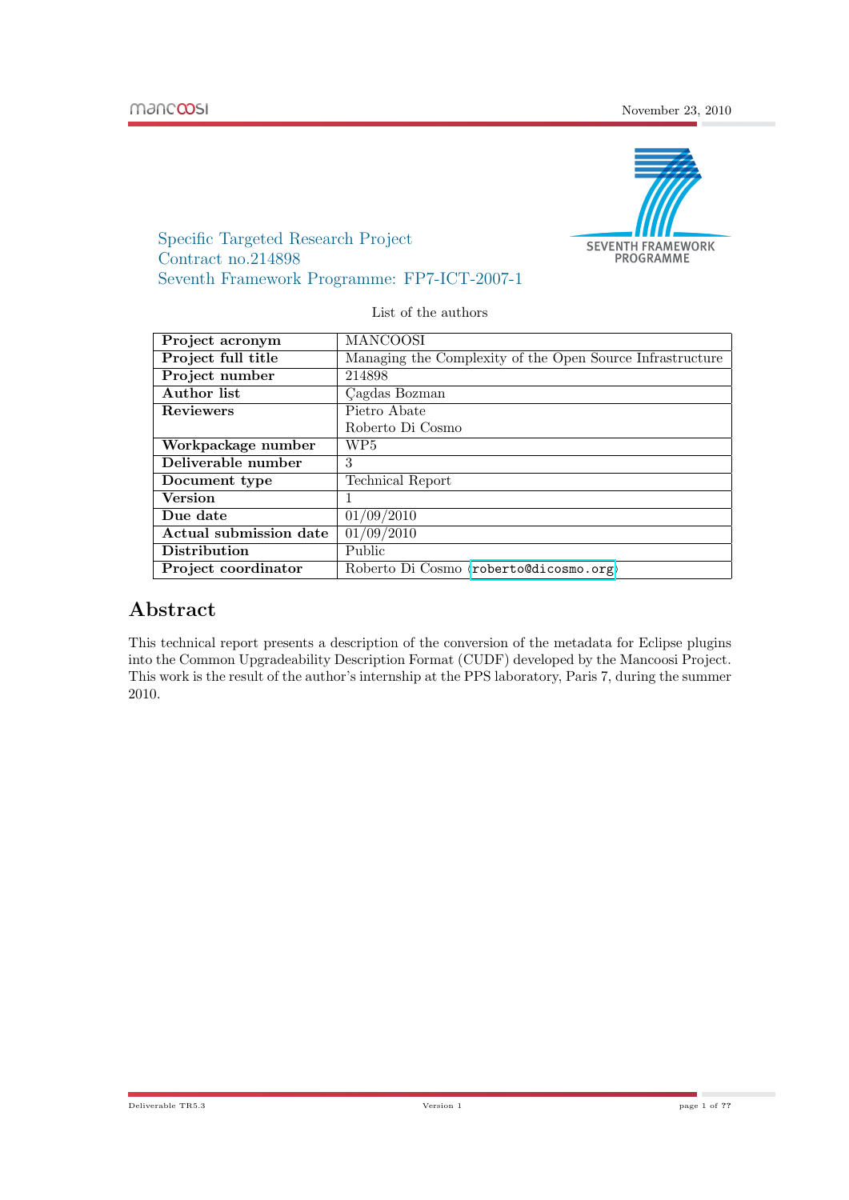Specific Targeted Research Project
Contract no.214898
Seventh Framework Programme: FP7-ICT-2007-1

List of the authors

| Project acronym | MANCOOSI |
|---|---|
| Project full title | Managing the Complexity of the Open Source Infrastructure |
| Project number | 214898 |
| Author list | Çagdas Bozman |
| Reviewers | Pietro Abate<br>Roberto Di Cosmo |
| Workpackage number | WP5 |
| Deliverable number | 3 |
| Document type | Technical Report |
| Version | 1 |
| Due date | 01/09/2010 |
| Actual submission date | 01/09/2010 |
| Distribution | Public |
| Project coordinator | Roberto Di Cosmo ⟨roberto@dicosmo.org⟩ |

# Abstract

This technical report presents a description of the conversion of the metadata for Eclipse plugins into the Common Upgradeability Description Format (CUDF) developed by the Mancoosi Project. This work is the result of the author's internship at the PPS laboratory, Paris 7, during the summer 2010.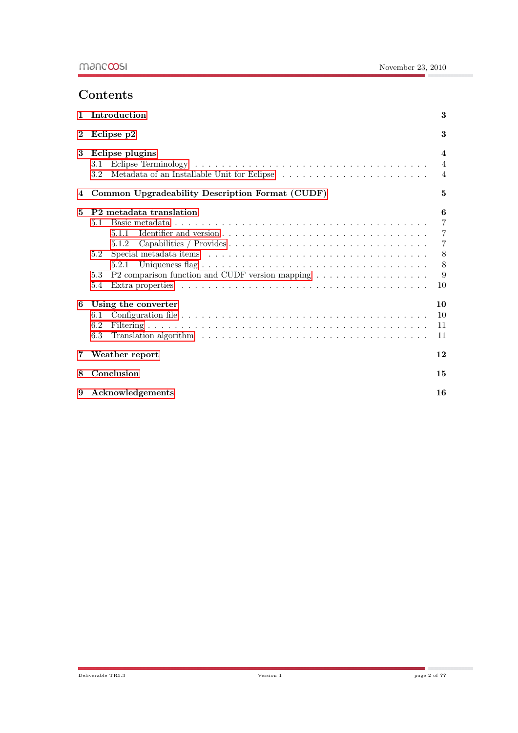# Contents

- **1 Introduction** — **3**
- **2 Eclipse p2** — **3**
- **3 Eclipse plugins** — **4**
  - 3.1 Eclipse Terminology — 4
  - 3.2 Metadata of an Installable Unit for Eclipse — 4
- **4 Common Upgradeability Description Format (CUDF)** — **5**
- **5 P2 metadata translation** — **6**
  - 5.1 Basic metadata — 7
    - 5.1.1 Identifier and version — 7
    - 5.1.2 Capabilities / Provides — 7
  - 5.2 Special metadata items — 8
    - 5.2.1 Uniqueness flag — 8
  - 5.3 P2 comparison function and CUDF version mapping — 9
  - 5.4 Extra properties — 10
- **6 Using the converter** — **10**
  - 6.1 Configuration file — 10
  - 6.2 Filtering — 11
  - 6.3 Translation algorithm — 11
- **7 Weather report** — **12**
- **8 Conclusion** — **15**
- **9 Acknowledgements** — **16**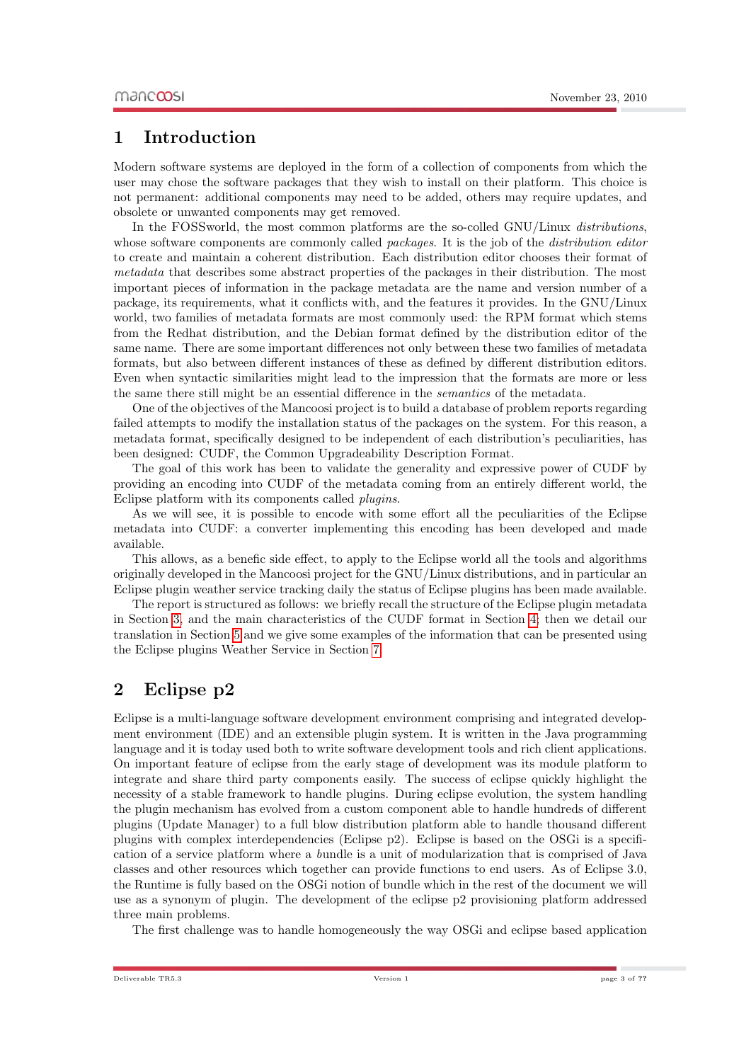# 1 Introduction

Modern software systems are deployed in the form of a collection of components from which the user may chose the software packages that they wish to install on their platform. This choice is not permanent: additional components may need to be added, others may require updates, and obsolete or unwanted components may get removed.

In the FOSSworld, the most common platforms are the so-colled GNU/Linux *distributions*, whose software components are commonly called *packages*. It is the job of the *distribution editor* to create and maintain a coherent distribution. Each distribution editor chooses their format of *metadata* that describes some abstract properties of the packages in their distribution. The most important pieces of information in the package metadata are the name and version number of a package, its requirements, what it conflicts with, and the features it provides. In the GNU/Linux world, two families of metadata formats are most commonly used: the RPM format which stems from the Redhat distribution, and the Debian format defined by the distribution editor of the same name. There are some important differences not only between these two families of metadata formats, but also between different instances of these as defined by different distribution editors. Even when syntactic similarities might lead to the impression that the formats are more or less the same there still might be an essential difference in the *semantics* of the metadata.

One of the objectives of the Mancoosi project is to build a database of problem reports regarding failed attempts to modify the installation status of the packages on the system. For this reason, a metadata format, specifically designed to be independent of each distribution's peculiarities, has been designed: CUDF, the Common Upgradeability Description Format.

The goal of this work has been to validate the generality and expressive power of CUDF by providing an encoding into CUDF of the metadata coming from an entirely different world, the Eclipse platform with its components called *plugins*.

As we will see, it is possible to encode with some effort all the peculiarities of the Eclipse metadata into CUDF: a converter implementing this encoding has been developed and made available.

This allows, as a benefic side effect, to apply to the Eclipse world all the tools and algorithms originally developed in the Mancoosi project for the GNU/Linux distributions, and in particular an Eclipse plugin weather service tracking daily the status of Eclipse plugins has been made available.

The report is structured as follows: we briefly recall the structure of the Eclipse plugin metadata in Section 3, and the main characteristics of the CUDF format in Section 4; then we detail our translation in Section 5 and we give some examples of the information that can be presented using the Eclipse plugins Weather Service in Section 7.

# 2 Eclipse p2

Eclipse is a multi-language software development environment comprising and integrated development environment (IDE) and an extensible plugin system. It is written in the Java programming language and it is today used both to write software development tools and rich client applications. On important feature of eclipse from the early stage of development was its module platform to integrate and share third party components easily. The success of eclipse quickly highlight the necessity of a stable framework to handle plugins. During eclipse evolution, the system handling the plugin mechanism has evolved from a custom component able to handle hundreds of different plugins (Update Manager) to a full blow distribution platform able to handle thousand different plugins with complex interdependencies (Eclipse p2). Eclipse is based on the OSGi is a specification of a service platform where a *b*undle is a unit of modularization that is comprised of Java classes and other resources which together can provide functions to end users. As of Eclipse 3.0, the Runtime is fully based on the OSGi notion of bundle which in the rest of the document we will use as a synonym of plugin. The development of the eclipse p2 provisioning platform addressed three main problems.

The first challenge was to handle homogeneously the way OSGi and eclipse based application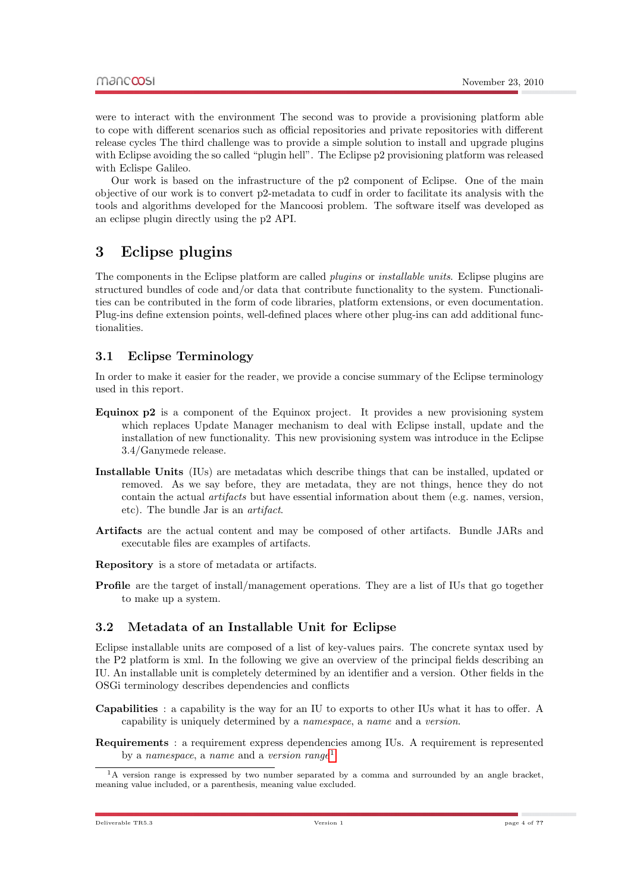were to interact with the environment The second was to provide a provisioning platform able to cope with different scenarios such as official repositories and private repositories with different release cycles The third challenge was to provide a simple solution to install and upgrade plugins with Eclipse avoiding the so called "plugin hell". The Eclipse p2 provisioning platform was released with Eclispe Galileo.

Our work is based on the infrastructure of the p2 component of Eclipse. One of the main objective of our work is to convert p2-metadata to cudf in order to facilitate its analysis with the tools and algorithms developed for the Mancoosi problem. The software itself was developed as an eclipse plugin directly using the p2 API.

# 3 Eclipse plugins

The components in the Eclipse platform are called *plugins* or *installable units*. Eclipse plugins are structured bundles of code and/or data that contribute functionality to the system. Functionalities can be contributed in the form of code libraries, platform extensions, or even documentation. Plug-ins define extension points, well-defined places where other plug-ins can add additional functionalities.

## 3.1 Eclipse Terminology

In order to make it easier for the reader, we provide a concise summary of the Eclipse terminology used in this report.

**Equinox p2** is a component of the Equinox project. It provides a new provisioning system which replaces Update Manager mechanism to deal with Eclipse install, update and the installation of new functionality. This new provisioning system was introduce in the Eclipse 3.4/Ganymede release.

**Installable Units** (IUs) are metadatas which describe things that can be installed, updated or removed. As we say before, they are metadata, they are not things, hence they do not contain the actual *artifacts* but have essential information about them (e.g. names, version, etc). The bundle Jar is an *artifact*.

**Artifacts** are the actual content and may be composed of other artifacts. Bundle JARs and executable files are examples of artifacts.

**Repository** is a store of metadata or artifacts.

**Profile** are the target of install/management operations. They are a list of IUs that go together to make up a system.

## 3.2 Metadata of an Installable Unit for Eclipse

Eclipse installable units are composed of a list of key-values pairs. The concrete syntax used by the P2 platform is xml. In the following we give an overview of the principal fields describing an IU. An installable unit is completely determined by an identifier and a version. Other fields in the OSGi terminology describes dependencies and conflicts

**Capabilities** : a capability is the way for an IU to exports to other IUs what it has to offer. A capability is uniquely determined by a *namespace*, a *name* and a *version*.

**Requirements** : a requirement express dependencies among IUs. A requirement is represented by a *namespace*, a *name* and a *version range*[1].

[1] A version range is expressed by two number separated by a comma and surrounded by an angle bracket, meaning value included, or a parenthesis, meaning value excluded.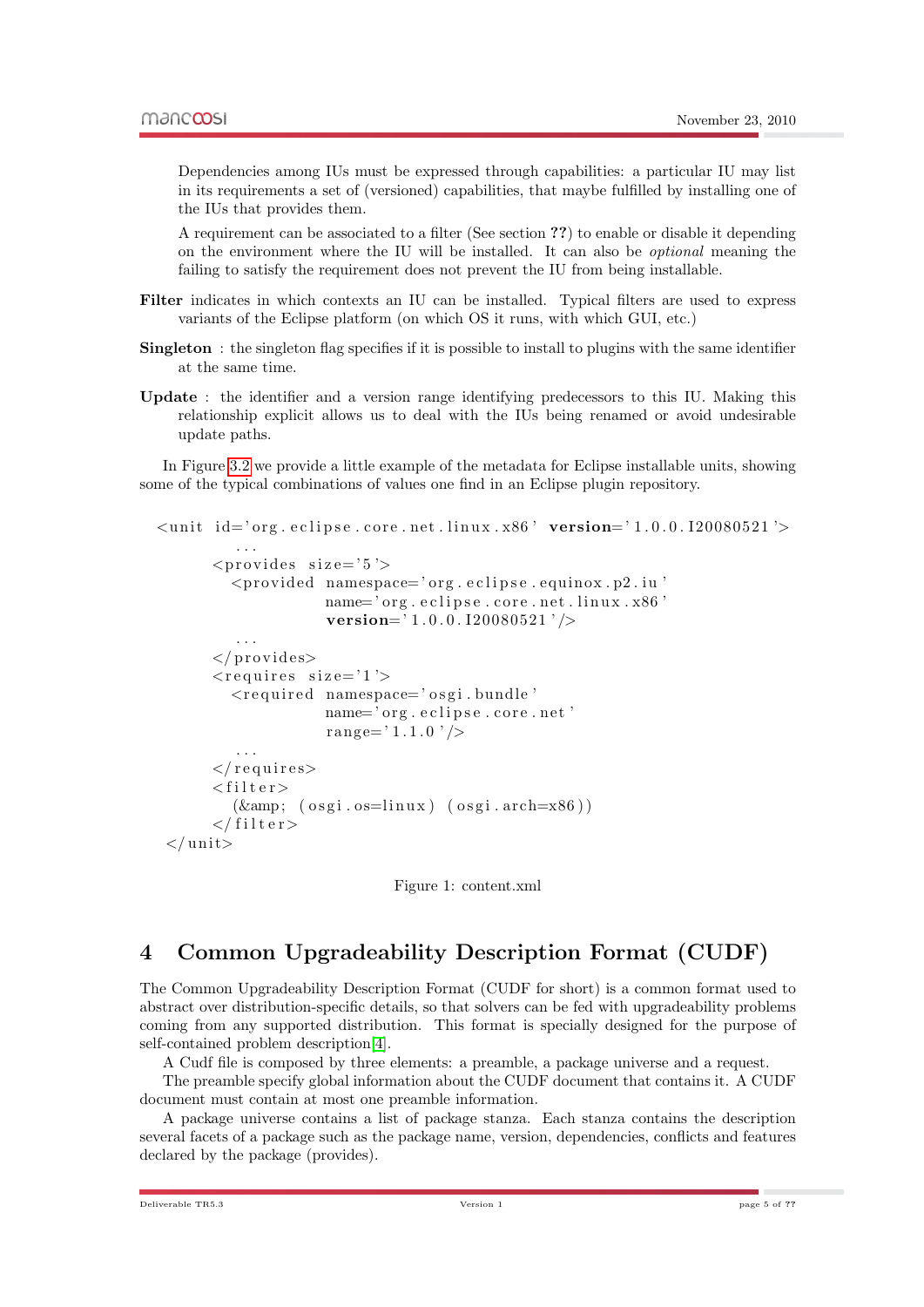Dependencies among IUs must be expressed through capabilities: a particular IU may list in its requirements a set of (versioned) capabilities, that maybe fulfilled by installing one of the IUs that provides them.

A requirement can be associated to a filter (See section **??**) to enable or disable it depending on the environment where the IU will be installed. It can also be *optional* meaning the failing to satisfy the requirement does not prevent the IU from being installable.

**Filter** indicates in which contexts an IU can be installed. Typical filters are used to express variants of the Eclipse platform (on which OS it runs, with which GUI, etc.)

**Singleton** : the singleton flag specifies if it is possible to install to plugins with the same identifier at the same time.

**Update** : the identifier and a version range identifying predecessors to this IU. Making this relationship explicit allows us to deal with the IUs being renamed or avoid undesirable update paths.

In Figure 3.2 we provide a little example of the metadata for Eclipse installable units, showing some of the typical combinations of values one find in an Eclipse plugin repository.

```
<unit id='org.eclipse.core.net.linux.x86' version='1.0.0.I20080521'>
    ...
    <provides size='5'>
      <provided namespace='org.eclipse.equinox.p2.iu'
                name='org.eclipse.core.net.linux.x86'
                version='1.0.0.I20080521'/>
      ...
    </provides>
    <requires size='1'>
      <required namespace='osgi.bundle'
                name='org.eclipse.core.net'
                range='1.1.0'/>
      ...
    </requires>
    <filter>
      (&amp; (osgi.os=linux) (osgi.arch=x86))
    </filter>
</unit>
```

Figure 1: content.xml

# 4 Common Upgradeability Description Format (CUDF)

The Common Upgradeability Description Format (CUDF for short) is a common format used to abstract over distribution-specific details, so that solvers can be fed with upgradeability problems coming from any supported distribution. This format is specially designed for the purpose of self-contained problem description[4].

A Cudf file is composed by three elements: a preamble, a package universe and a request.

The preamble specify global information about the CUDF document that contains it. A CUDF document must contain at most one preamble information.

A package universe contains a list of package stanza. Each stanza contains the description several facets of a package such as the package name, version, dependencies, conflicts and features declared by the package (provides).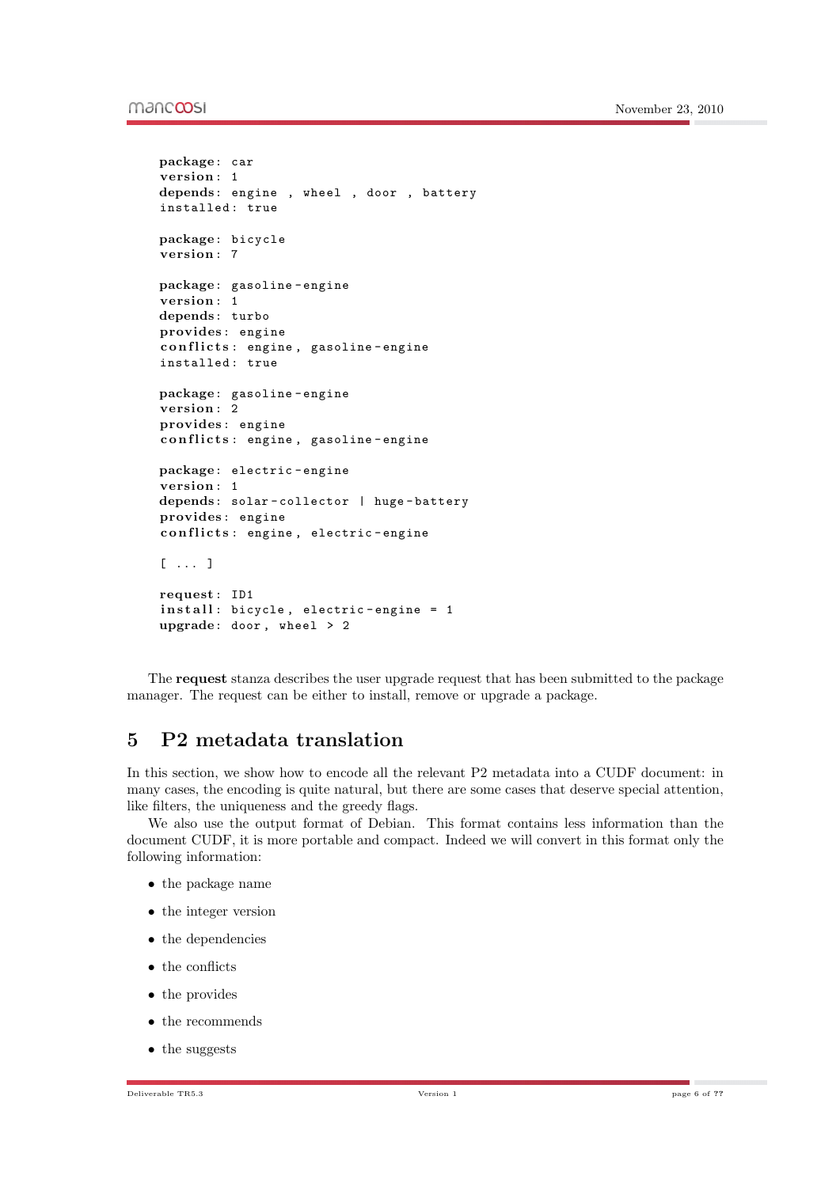```
package: car
version: 1
depends: engine , wheel , door , battery
installed: true

package: bicycle
version: 7

package: gasoline-engine
version: 1
depends: turbo
provides: engine
conflicts: engine, gasoline-engine
installed: true

package: gasoline-engine
version: 2
provides: engine
conflicts: engine, gasoline-engine

package: electric-engine
version: 1
depends: solar-collector | huge-battery
provides: engine
conflicts: engine, electric-engine

[ ... ]

request: ID1
install: bicycle, electric-engine = 1
upgrade: door, wheel > 2
```

The **request** stanza describes the user upgrade request that has been submitted to the package manager. The request can be either to install, remove or upgrade a package.

# 5 P2 metadata translation

In this section, we show how to encode all the relevant P2 metadata into a CUDF document: in many cases, the encoding is quite natural, but there are some cases that deserve special attention, like filters, the uniqueness and the greedy flags.

We also use the output format of Debian. This format contains less information than the document CUDF, it is more portable and compact. Indeed we will convert in this format only the following information:

- the package name
- the integer version
- the dependencies
- the conflicts
- the provides
- the recommends
- the suggests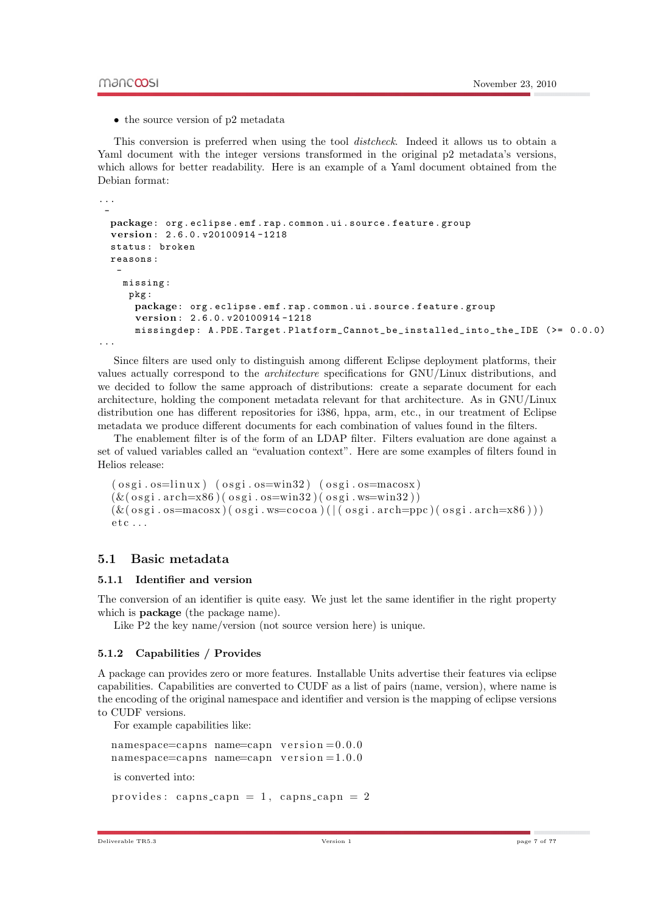- the source version of p2 metadata

This conversion is preferred when using the tool *distcheck*. Indeed it allows us to obtain a Yaml document with the integer versions transformed in the original p2 metadata's versions, which allows for better readability. Here is an example of a Yaml document obtained from the Debian format:

```
...
 -
  package: org.eclipse.emf.rap.common.ui.source.feature.group
  version: 2.6.0.v20100914-1218
  status: broken
  reasons:
   -
    missing:
     pkg:
      package: org.eclipse.emf.rap.common.ui.source.feature.group
      version: 2.6.0.v20100914-1218
      missingdep: A.PDE.Target.Platform_Cannot_be_installed_into_the_IDE (>= 0.0.0)
...
```

Since filters are used only to distinguish among different Eclipse deployment platforms, their values actually correspond to the *architecture* specifications for GNU/Linux distributions, and we decided to follow the same approach of distributions: create a separate document for each architecture, holding the component metadata relevant for that architecture. As in GNU/Linux distribution one has different repositories for i386, hppa, arm, etc., in our treatment of Eclipse metadata we produce different documents for each combination of values found in the filters.

The enablement filter is of the form of an LDAP filter. Filters evaluation are done against a set of valued variables called an "evaluation context". Here are some examples of filters found in Helios release:

```
(osgi.os=linux) (osgi.os=win32) (osgi.os=macosx)
(&(osgi.arch=x86)(osgi.os=win32)(osgi.ws=win32))
(&(osgi.os=macosx)(osgi.ws=cocoa)(|(osgi.arch=ppc)(osgi.arch=x86)))
etc...
```

## 5.1 Basic metadata

### 5.1.1 Identifier and version

The conversion of an identifier is quite easy. We just let the same identifier in the right property which is **package** (the package name).

Like P2 the key name/version (not source version here) is unique.

### 5.1.2 Capabilities / Provides

A package can provides zero or more features. Installable Units advertise their features via eclipse capabilities. Capabilities are converted to CUDF as a list of pairs (name, version), where name is the encoding of the original namespace and identifier and version is the mapping of eclipse versions to CUDF versions.

For example capabilities like:

```
namespace=capns name=capn version=0.0.0
namespace=capns name=capn version=1.0.0
```

is converted into:

```
provides: capns_capn = 1, capns_capn = 2
```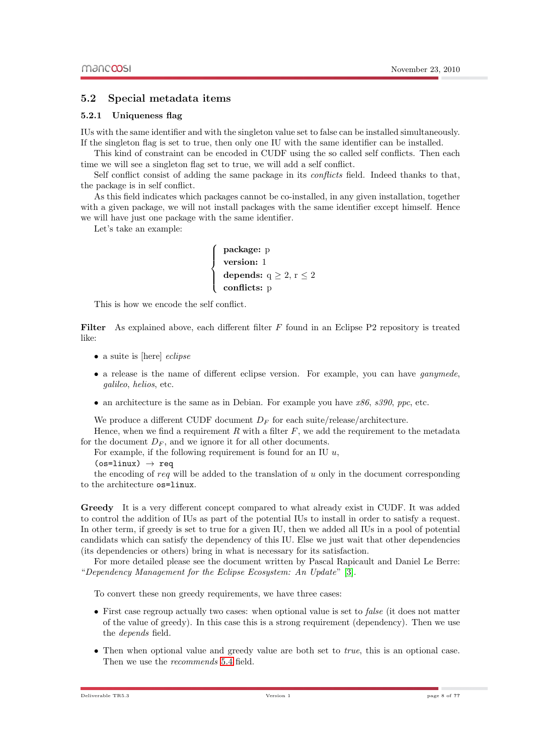## 5.2 Special metadata items

### 5.2.1 Uniqueness flag

IUs with the same identifier and with the singleton value set to false can be installed simultaneously. If the singleton flag is set to true, then only one IU with the same identifier can be installed.

This kind of constraint can be encoded in CUDF using the so called self conflicts. Then each time we will see a singleton flag set to true, we will add a self conflict.

Self conflict consist of adding the same package in its *conflicts* field. Indeed thanks to that, the package is in self conflict.

As this field indicates which packages cannot be co-installed, in any given installation, together with a given package, we will not install packages with the same identifier except himself. Hence we will have just one package with the same identifier.

Let's take an example:

$$
\begin{cases}
\textbf{package: } \text{p} \\
\textbf{version: } 1 \\
\textbf{depends: } \text{q} \geq 2, \text{r} \leq 2 \\
\textbf{conflicts: } \text{p}
\end{cases}
$$

This is how we encode the self conflict.

**Filter** As explained above, each different filter $F$ found in an Eclipse P2 repository is treated like:

- a suite is [here] *eclipse*
- a release is the name of different eclipse version. For example, you can have *ganymede*, *galileo*, *helios*, etc.
- an architecture is the same as in Debian. For example you have *x86*, *s390*, *ppc*, etc.

We produce a different CUDF document $D_F$ for each suite/release/architecture.

Hence, when we find a requirement $R$ with a filter $F$, we add the requirement to the metadata for the document $D_F$, and we ignore it for all other documents.

For example, if the following requirement is found for an IU $u$,

`(os=linux)` → `req`

the encoding of *req* will be added to the translation of $u$ only in the document corresponding to the architecture `os=linux`.

**Greedy** It is a very different concept compared to what already exist in CUDF. It was added to control the addition of IUs as part of the potential IUs to install in order to satisfy a request. In other term, if greedy is set to true for a given IU, then we added all IUs in a pool of potential candidats which can satisfy the dependency of this IU. Else we just wait that other dependencies (its dependencies or others) bring in what is necessary for its satisfaction.

For more detailed please see the document written by Pascal Rapicault and Daniel Le Berre: "*Dependency Management for the Eclipse Ecosystem: An Update*" [3].

To convert these non greedy requirements, we have three cases:

- First case regroup actually two cases: when optional value is set to *false* (it does not matter of the value of greedy). In this case this is a strong requirement (dependency). Then we use the *depends* field.
- Then when optional value and greedy value are both set to *true*, this is an optional case. Then we use the *recommends* 5.4 field.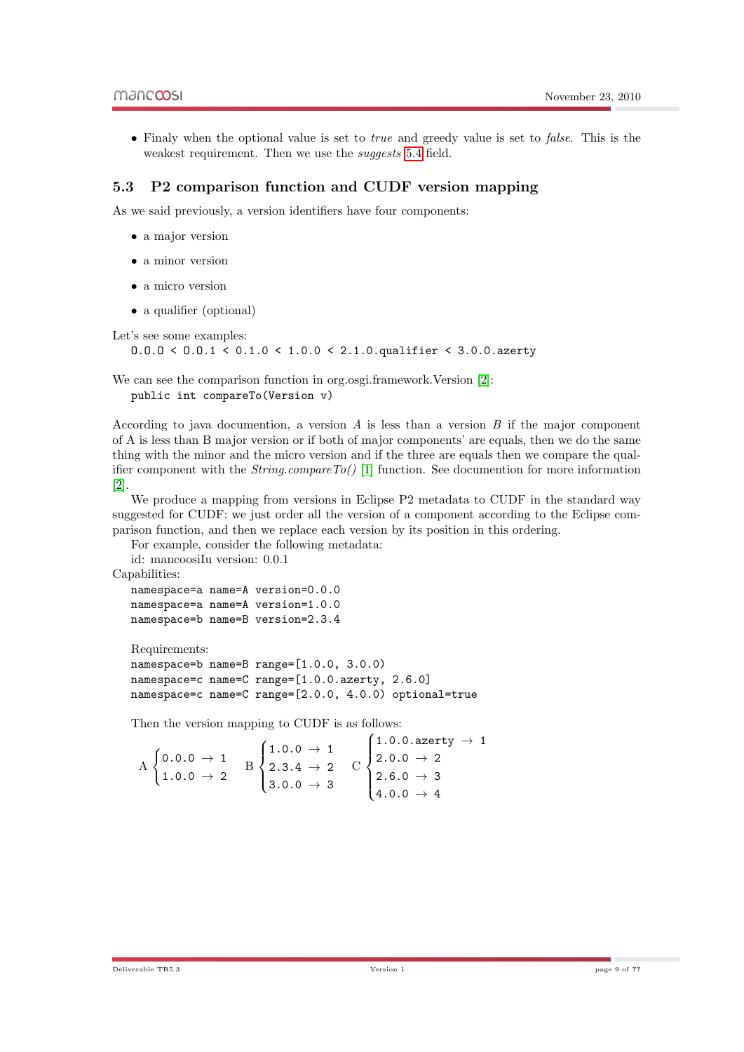- Finaly when the optional value is set to *true* and greedy value is set to *false*. This is the weakest requirement. Then we use the *suggests* 5.4 field.

## 5.3 P2 comparison function and CUDF version mapping

As we said previously, a version identifiers have four components:

- a major version
- a minor version
- a micro version
- a qualifier (optional)

Let's see some examples:

```
0.0.0 < 0.0.1 < 0.1.0 < 1.0.0 < 2.1.0.qualifier < 3.0.0.azerty
```

We can see the comparison function in org.osgi.framework.Version [2]:

```
public int compareTo(Version v)
```

According to java documention, a version $A$ is less than a version $B$ if the major component of A is less than B major version or if both of major components' are equals, then we do the same thing with the minor and the micro version and if the three are equals then we compare the qualifier component with the *String.compareTo()* [1] function. See documention for more information [2].

We produce a mapping from versions in Eclipse P2 metadata to CUDF in the standard way suggested for CUDF: we just order all the version of a component according to the Eclipse comparison function, and then we replace each version by its position in this ordering.

For example, consider the following metadata:

id: mancoosiIu version: 0.0.1

Capabilities:

```
namespace=a name=A version=0.0.0
namespace=a name=A version=1.0.0
namespace=b name=B version=2.3.4
```

Requirements:

```
namespace=b name=B range=[1.0.0, 3.0.0)
namespace=c name=C range=[1.0.0.azerty, 2.6.0]
namespace=c name=C range=[2.0.0, 4.0.0) optional=true
```

Then the version mapping to CUDF is as follows:

$$
\text{A}\begin{cases}\texttt{0.0.0} \rightarrow \texttt{1}\\ \texttt{1.0.0} \rightarrow \texttt{2}\end{cases}
\quad
\text{B}\begin{cases}\texttt{1.0.0} \rightarrow \texttt{1}\\ \texttt{2.3.4} \rightarrow \texttt{2}\\ \texttt{3.0.0} \rightarrow \texttt{3}\end{cases}
\quad
\text{C}\begin{cases}\texttt{1.0.0.azerty} \rightarrow \texttt{1}\\ \texttt{2.0.0} \rightarrow \texttt{2}\\ \texttt{2.6.0} \rightarrow \texttt{3}\\ \texttt{4.0.0} \rightarrow \texttt{4}\end{cases}
$$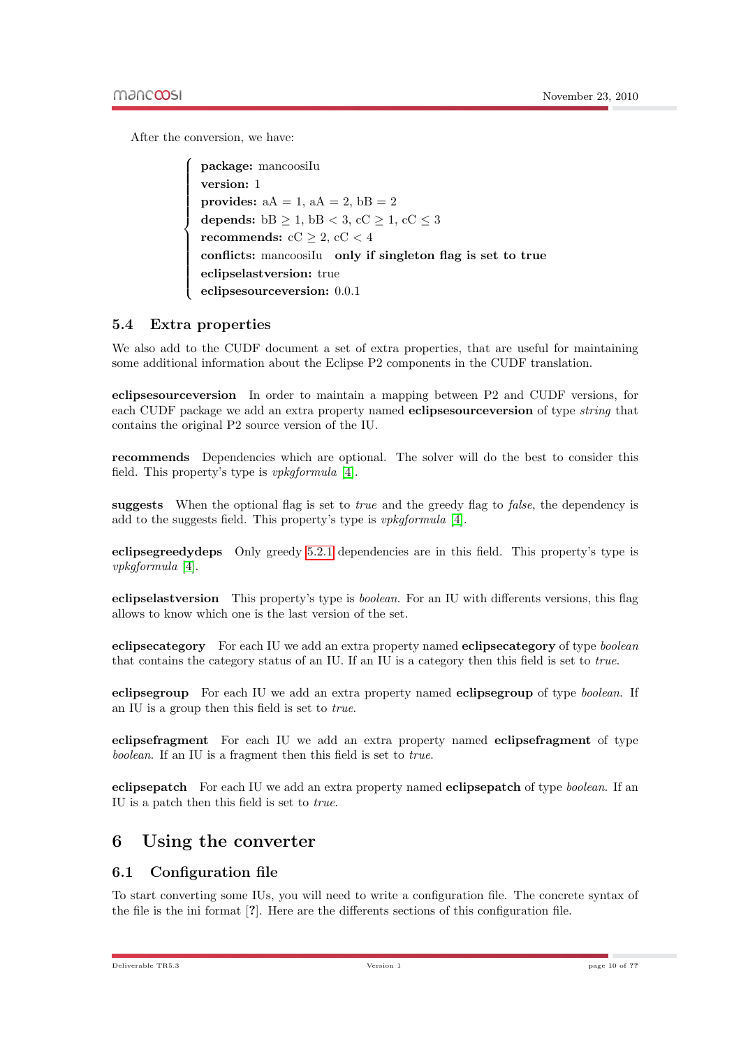After the conversion, we have:

$$\left\{\begin{array}{l}
\textbf{package: } \text{mancoosiIu} \\
\textbf{version: } 1 \\
\textbf{provides: } \text{aA} = 1,\ \text{aA} = 2,\ \text{bB} = 2 \\
\textbf{depends: } \text{bB} \geq 1,\ \text{bB} < 3,\ \text{cC} \geq 1,\ \text{cC} \leq 3 \\
\textbf{recommends: } \text{cC} \geq 2,\ \text{cC} < 4 \\
\textbf{conflicts: } \text{mancoosiIu} \quad \textbf{only if singleton flag is set to true} \\
\textbf{eclipselastversion: } \text{true} \\
\textbf{eclipsesourceversion: } 0.0.1
\end{array}\right.$$

### 5.4 Extra properties

We also add to the CUDF document a set of extra properties, that are useful for maintaining some additional information about the Eclipse P2 components in the CUDF translation.

**eclipsesourceversion** In order to maintain a mapping between P2 and CUDF versions, for each CUDF package we add an extra property named **eclipsesourceversion** of type *string* that contains the original P2 source version of the IU.

**recommends** Dependencies which are optional. The solver will do the best to consider this field. This property's type is *vpkgformula* [4].

**suggests** When the optional flag is set to *true* and the greedy flag to *false*, the dependency is add to the suggests field. This property's type is *vpkgformula* [4].

**eclipsegreedydeps** Only greedy 5.2.1 dependencies are in this field. This property's type is *vpkgformula* [4].

**eclipselastversion** This property's type is *boolean*. For an IU with differents versions, this flag allows to know which one is the last version of the set.

**eclipsecategory** For each IU we add an extra property named **eclipsecategory** of type *boolean* that contains the category status of an IU. If an IU is a category then this field is set to *true*.

**eclipsegroup** For each IU we add an extra property named **eclipsegroup** of type *boolean*. If an IU is a group then this field is set to *true*.

**eclipsefragment** For each IU we add an extra property named **eclipsefragment** of type *boolean*. If an IU is a fragment then this field is set to *true*.

**eclipsepatch** For each IU we add an extra property named **eclipsepatch** of type *boolean*. If an IU is a patch then this field is set to *true*.

## 6 Using the converter

### 6.1 Configuration file

To start converting some IUs, you will need to write a configuration file. The concrete syntax of the file is the ini format [?]. Here are the differents sections of this configuration file.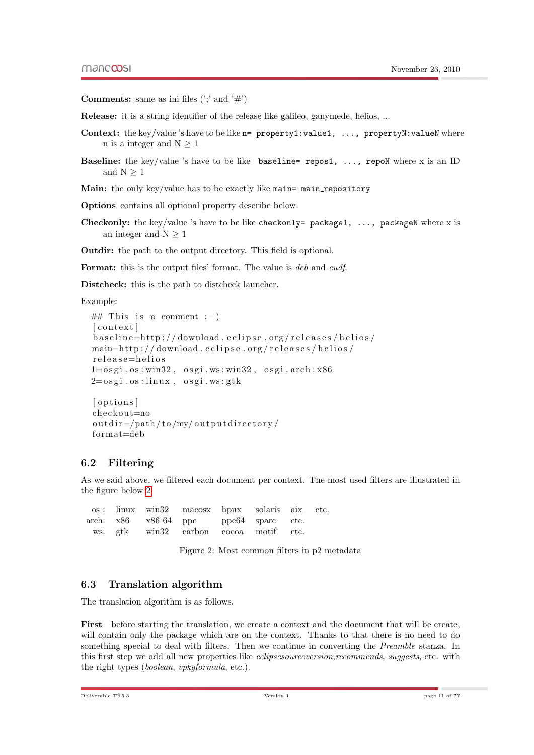**Comments:** same as ini files (';' and '#')

**Release:** it is a string identifier of the release like galileo, ganymede, helios, ...

**Context:** the key/value 's have to be like `n= property1:value1, ..., propertyN:valueN` where n is a integer and N $\geq$ 1

**Baseline:** the key/value 's have to be like `baseline= repos1, ..., repoN` where x is an ID and N $\geq$ 1

**Main:** the only key/value has to be exactly like `main= main_repository`

**Options** contains all optional property describe below.

**Checkonly:** the key/value 's have to be like `checkonly= package1, ..., packageN` where x is an integer and N $\geq$ 1

**Outdir:** the path to the output directory. This field is optional.

**Format:** this is the output files' format. The value is *deb* and *cudf*.

**Distcheck:** this is the path to distcheck launcher.

Example:

```
## This is a comment :-)
[context]
baseline=http://download.eclipse.org/releases/helios/
main=http://download.eclipse.org/releases/helios/
release=helios
1=osgi.os:win32, osgi.ws:win32, osgi.arch:x86
2=osgi.os:linux, osgi.ws:gtk

[options]
checkout=no
outdir=/path/to/my/outputdirectory/
format=deb
```

## 6.2 Filtering

As we said above, we filtered each document per context. The most used filters are illustrated in the figure below 2

| | | | | | | | |
|---|---|---|---|---|---|---|---|
| os : | linux | win32 | macosx | hpux | solaris | aix | etc. |
| arch: | x86 | x86_64 | ppc | ppc64 | sparc | etc. | |
| ws: | gtk | win32 | carbon | cocoa | motif | etc. | |

Figure 2: Most common filters in p2 metadata

## 6.3 Translation algorithm

The translation algorithm is as follows.

**First** before starting the translation, we create a context and the document that will be create, will contain only the package which are on the context. Thanks to that there is no need to do something special to deal with filters. Then we continue in converting the *Preamble* stanza. In this first step we add all new properties like *eclipsesourceversion*,*recommends*, *suggests*, etc. with the right types (*boolean*, *vpkgformula*, etc.).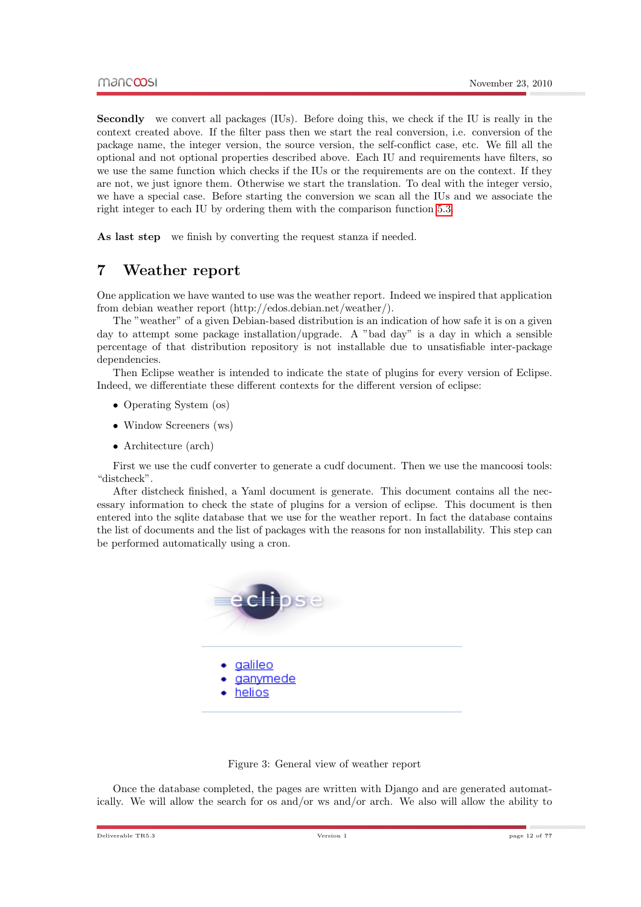**Secondly** we convert all packages (IUs). Before doing this, we check if the IU is really in the context created above. If the filter pass then we start the real conversion, i.e. conversion of the package name, the integer version, the source version, the self-conflict case, etc. We fill all the optional and not optional properties described above. Each IU and requirements have filters, so we use the same function which checks if the IUs or the requirements are on the context. If they are not, we just ignore them. Otherwise we start the translation. To deal with the integer versio, we have a special case. Before starting the conversion we scan all the IUs and we associate the right integer to each IU by ordering them with the comparison function 5.3

**As last step** we finish by converting the request stanza if needed.

# 7 Weather report

One application we have wanted to use was the weather report. Indeed we inspired that application from debian weather report (http://edos.debian.net/weather/).

The "weather" of a given Debian-based distribution is an indication of how safe it is on a given day to attempt some package installation/upgrade. A "bad day" is a day in which a sensible percentage of that distribution repository is not installable due to unsatisfiable inter-package dependencies.

Then Eclipse weather is intended to indicate the state of plugins for every version of Eclipse. Indeed, we differentiate these different contexts for the different version of eclipse:

- Operating System (os)
- Window Screeners (ws)
- Architecture (arch)

First we use the cudf converter to generate a cudf document. Then we use the mancoosi tools: "distcheck".

After distcheck finished, a Yaml document is generate. This document contains all the necessary information to check the state of plugins for a version of eclipse. This document is then entered into the sqlite database that we use for the weather report. In fact the database contains the list of documents and the list of packages with the reasons for non installability. This step can be performed automatically using a cron.

- galileo
- ganymede
- helios

Figure 3: General view of weather report

Once the database completed, the pages are written with Django and are generated automatically. We will allow the search for os and/or ws and/or arch. We also will allow the ability to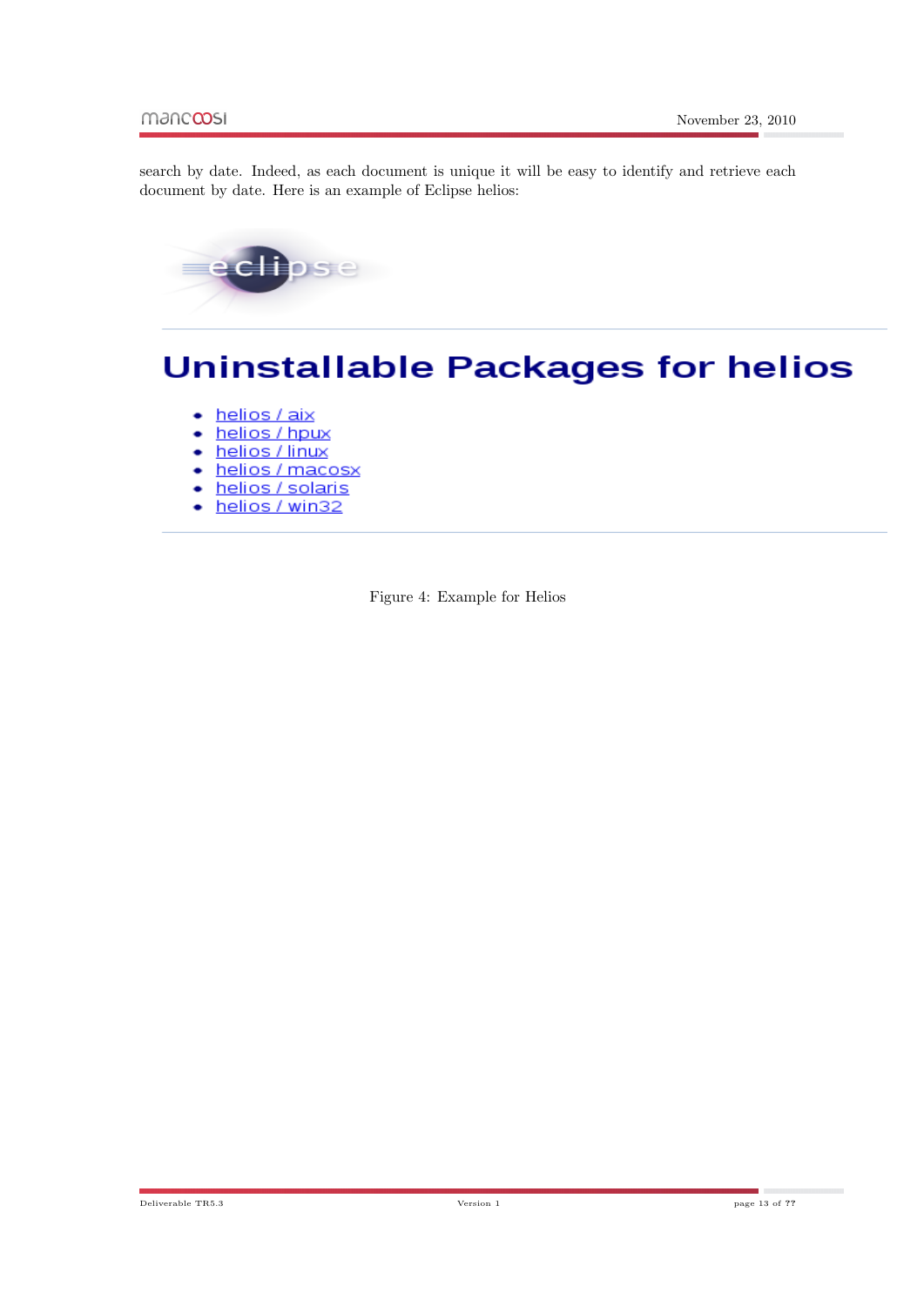search by date. Indeed, as each document is unique it will be easy to identify and retrieve each document by date. Here is an example of Eclipse helios:

eclipse

# Uninstallable Packages for helios

- helios / aix
- helios / hpux
- helios / linux
- helios / macosx
- helios / solaris
- helios / win32

Figure 4: Example for Helios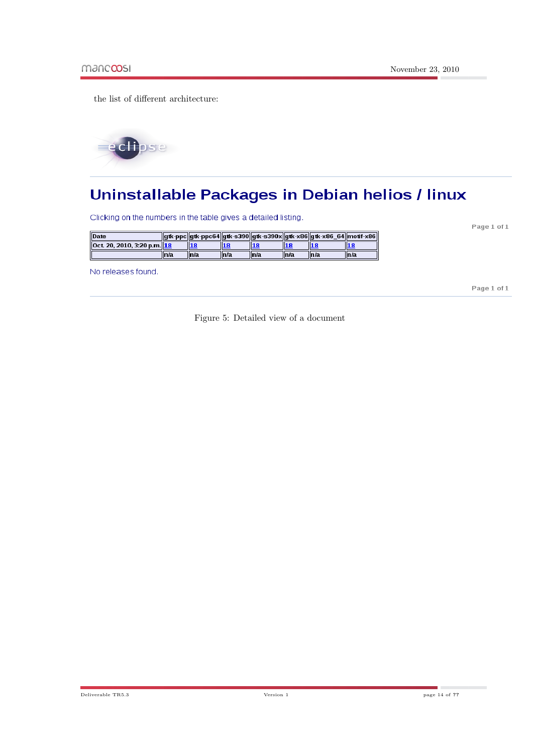the list of different architecture:

eclipse

# Uninstallable Packages in Debian helios / linux

Clicking on the numbers in the table gives a detailed listing.

Page 1 of 1

| Date | gtk-ppc | gtk-ppc64 | gtk-s390 | gtk-s390x | gtk-x86 | gtk-x86_64 | motif-x86 |
|---|---|---|---|---|---|---|---|
| Oct. 20, 2010, 3:20 p.m. | 18 | 18 | 18 | 18 | 18 | 18 | 18 |
| | n/a | n/a | n/a | n/a | n/a | n/a | n/a |

No releases found.

Page 1 of 1

Figure 5: Detailed view of a document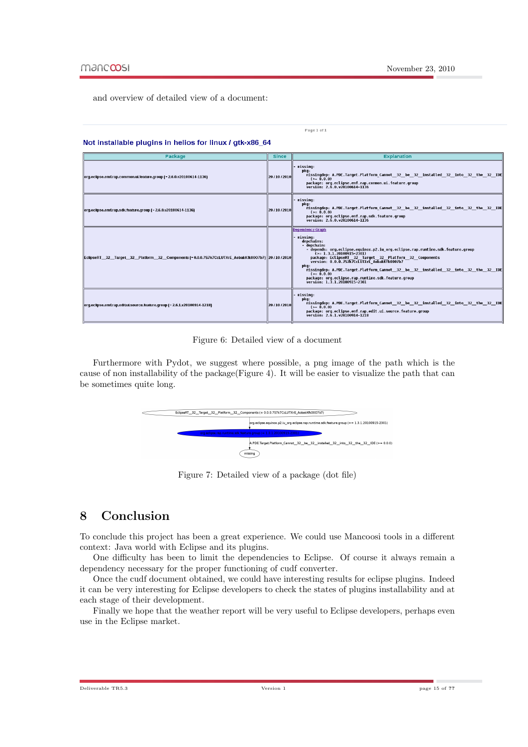and overview of detailed view of a document:

Page 1 of 1

**Not installable plugins in helios for linux / gtk-x86_64**

| Package | Since | Explanation |
|---|---|---|
| org.eclipse.emf.rap.common.ui.feature.group (= 2.6.0.v20100614-1136) | 20/10/2010 | - missing: pkg: missingdep: A.PDE.Target.Platform_Cannot__32__be__32__installed__32__into__32__the__32__IDE (>= 0.0.0) package: org.eclipse.emf.rap.common.ui.feature.group version: 2.6.0.v20100614-1136 |
| org.eclipse.emf.rap.sdk.feature.group (= 2.6.0.v20100614-1136) | 20/10/2010 | - missing: pkg: missingdep: A.PDE.Target.Platform_Cannot__32__be__32__installed__32__into__32__the__32__IDE (>= 0.0.0) package: org.eclipse.emf.rap.sdk.feature.group version: 2.6.0.v20100614-1136 |
| EclipseRT__32__Target__32__Platform__32__Components (= 0.0.0.7S7k7CcLUTXrE_AobakKfk0OO7b7) | 20/10/2010 | Dependency Graph - missing: depchains: - depchain: - depends: org.eclipse.equinox.p2.iu_org.eclipse.rap.runtime.sdk.feature.group (>= 1.3.1.20100915-2301) package: EclipseRT__32__Target__32__Platform__32__Components version: 0.0.0.7S7k7CcLUTXrE_AobakKfk0OO7b7 pkg: missingdep: A.PDE.Target.Platform_Cannot__32__be__32__installed__32__into__32__the__32__IDE (>= 0.0.0) package: org.eclipse.rap.runtime.sdk.feature.group version: 1.3.1.20100915-2301 |
| org.eclipse.emf.rap.edit.ui.source.feature.group (= 2.6.1.v20100914-1218) | 20/10/2010 | - missing: pkg: missingdep: A.PDE.Target.Platform_Cannot__32__be__32__installed__32__into__32__the__32__IDE (>= 0.0.0) package: org.eclipse.emf.rap.edit.ui.source.feature.group version: 2.6.1.v20100914-1218 |

Figure 6: Detailed view of a document

Furthermore with Pydot, we suggest where possible, a png image of the path which is the cause of non installability of the package(Figure 4). It will be easier to visualize the path that can be sometimes quite long.

Figure 7: Detailed view of a package (dot file)

# 8 Conclusion

To conclude this project has been a great experience. We could use Mancoosi tools in a different context: Java world with Eclipse and its plugins.

One difficulty has been to limit the dependencies to Eclipse. Of course it always remain a dependency necessary for the proper functioning of cudf converter.

Once the cudf document obtained, we could have interesting results for eclipse plugins. Indeed it can be very interesting for Eclipse developers to check the states of plugins installability and at each stage of their development.

Finally we hope that the weather report will be very useful to Eclipse developers, perhaps even use in the Eclipse market.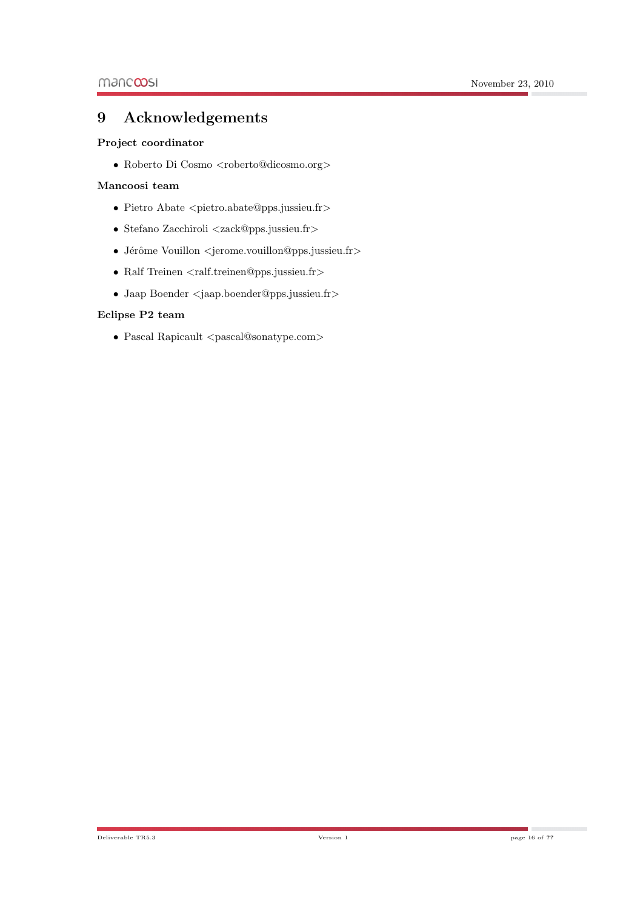# 9 Acknowledgements

**Project coordinator**

- Roberto Di Cosmo <roberto@dicosmo.org>

**Mancoosi team**

- Pietro Abate <pietro.abate@pps.jussieu.fr>
- Stefano Zacchiroli <zack@pps.jussieu.fr>
- Jérôme Vouillon <jerome.vouillon@pps.jussieu.fr>
- Ralf Treinen <ralf.treinen@pps.jussieu.fr>
- Jaap Boender <jaap.boender@pps.jussieu.fr>

**Eclipse P2 team**

- Pascal Rapicault <pascal@sonatype.com>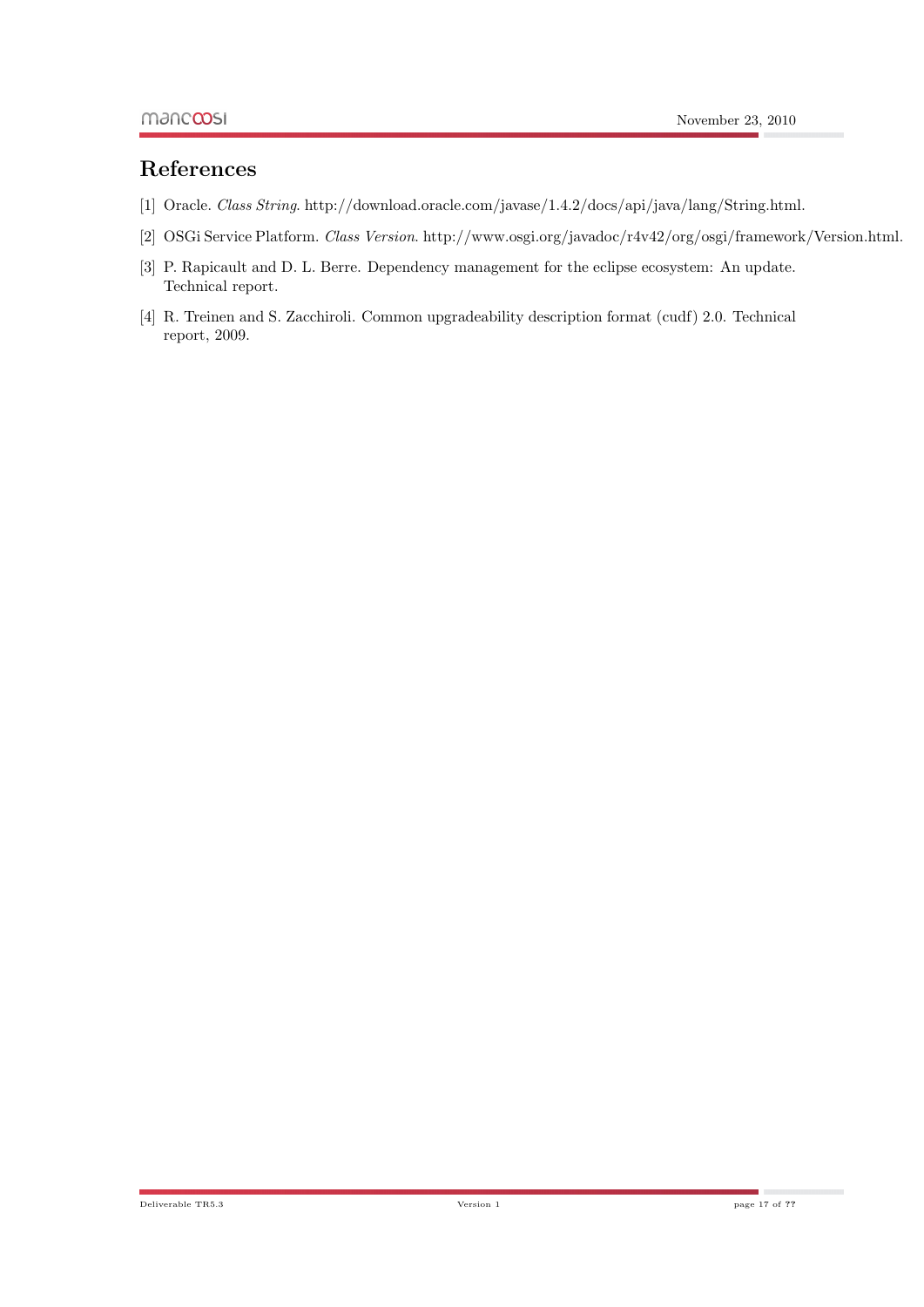## References

[1] Oracle. *Class String*. http://download.oracle.com/javase/1.4.2/docs/api/java/lang/String.html.

[2] OSGi Service Platform. *Class Version*. http://www.osgi.org/javadoc/r4v42/org/osgi/framework/Version.html.

[3] P. Rapicault and D. L. Berre. Dependency management for the eclipse ecosystem: An update. Technical report.

[4] R. Treinen and S. Zacchiroli. Common upgradeability description format (cudf) 2.0. Technical report, 2009.